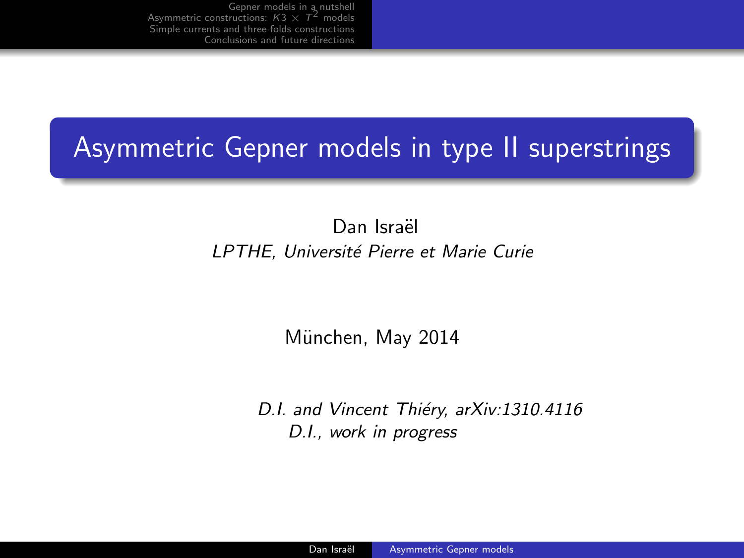# Asymmetric Gepner models in type II superstrings

Dan Israël

*LPTHE, Université Pierre et Marie Curie*

München, May 2014

*D.I. and Vincent Thiéry, arXiv:1310.4116*

*D.I., work in progress*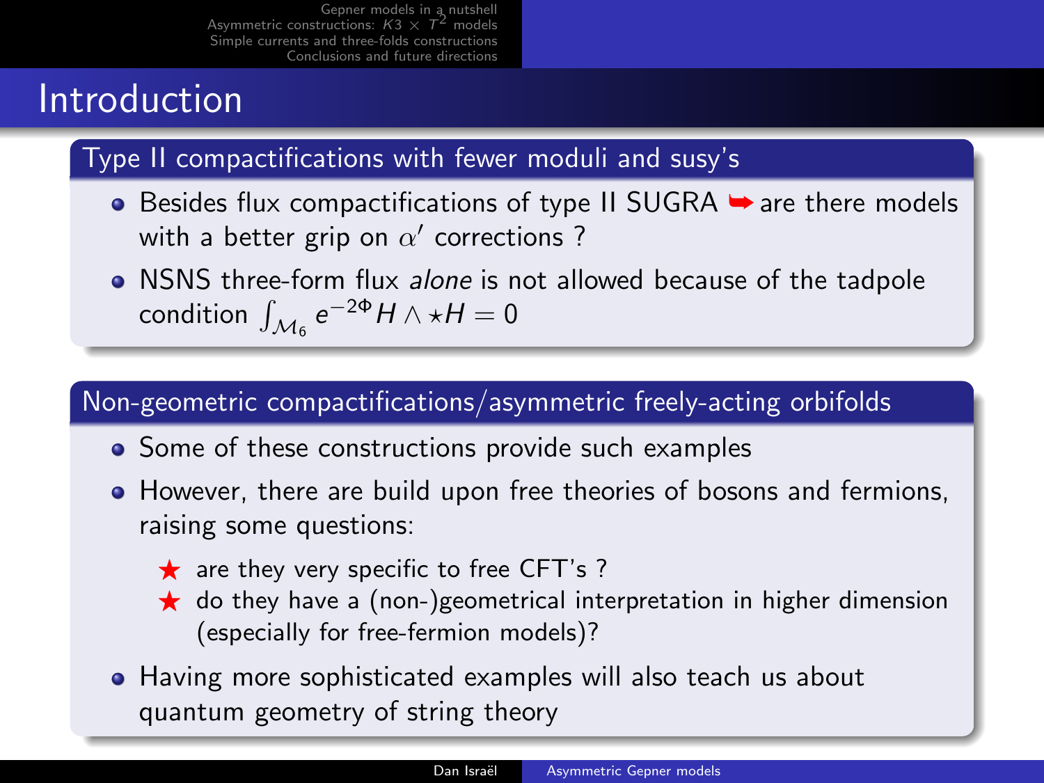# Introduction

## Type II compactifications with fewer moduli and susy's

- Besides flux compactifications of type II SUGRA ➥ are there models with a better grip on $\alpha'$ corrections ?
- NSNS three-form flux *alone* is not allowed because of the tadpole condition $\int_{\mathcal{M}_6} e^{-2\Phi} H \wedge \star H = 0$

## Non-geometric compactifications/asymmetric freely-acting orbifolds

- Some of these constructions provide such examples
- However, there are build upon free theories of bosons and fermions, raising some questions:
  - ★ are they very specific to free CFT's ?
  - ★ do they have a (non-)geometrical interpretation in higher dimension (especially for free-fermion models)?
- Having more sophisticated examples will also teach us about quantum geometry of string theory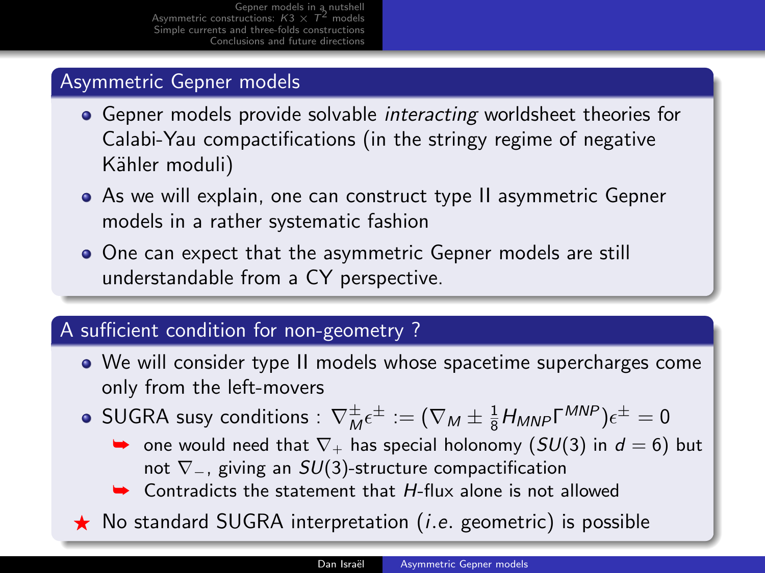## Asymmetric Gepner models

- Gepner models provide solvable *interacting* worldsheet theories for Calabi-Yau compactifications (in the stringy regime of negative Kähler moduli)
- As we will explain, one can construct type II asymmetric Gepner models in a rather systematic fashion
- One can expect that the asymmetric Gepner models are still understandable from a CY perspective.

## A sufficient condition for non-geometry ?

- We will consider type II models whose spacetime supercharges come only from the left-movers
- SUGRA susy conditions : $\nabla^{\pm}_{M}\epsilon^{\pm} := (\nabla_M \pm \frac{1}{8} H_{MNP}\Gamma^{MNP})\epsilon^{\pm} = 0$
  - ➥ one would need that $\nabla_+$ has special holonomy ($SU(3)$ in $d = 6$) but not $\nabla_-$, giving an $SU(3)$-structure compactification
  - ➥ Contradicts the statement that $H$-flux alone is not allowed

★ No standard SUGRA interpretation (*i.e.* geometric) is possible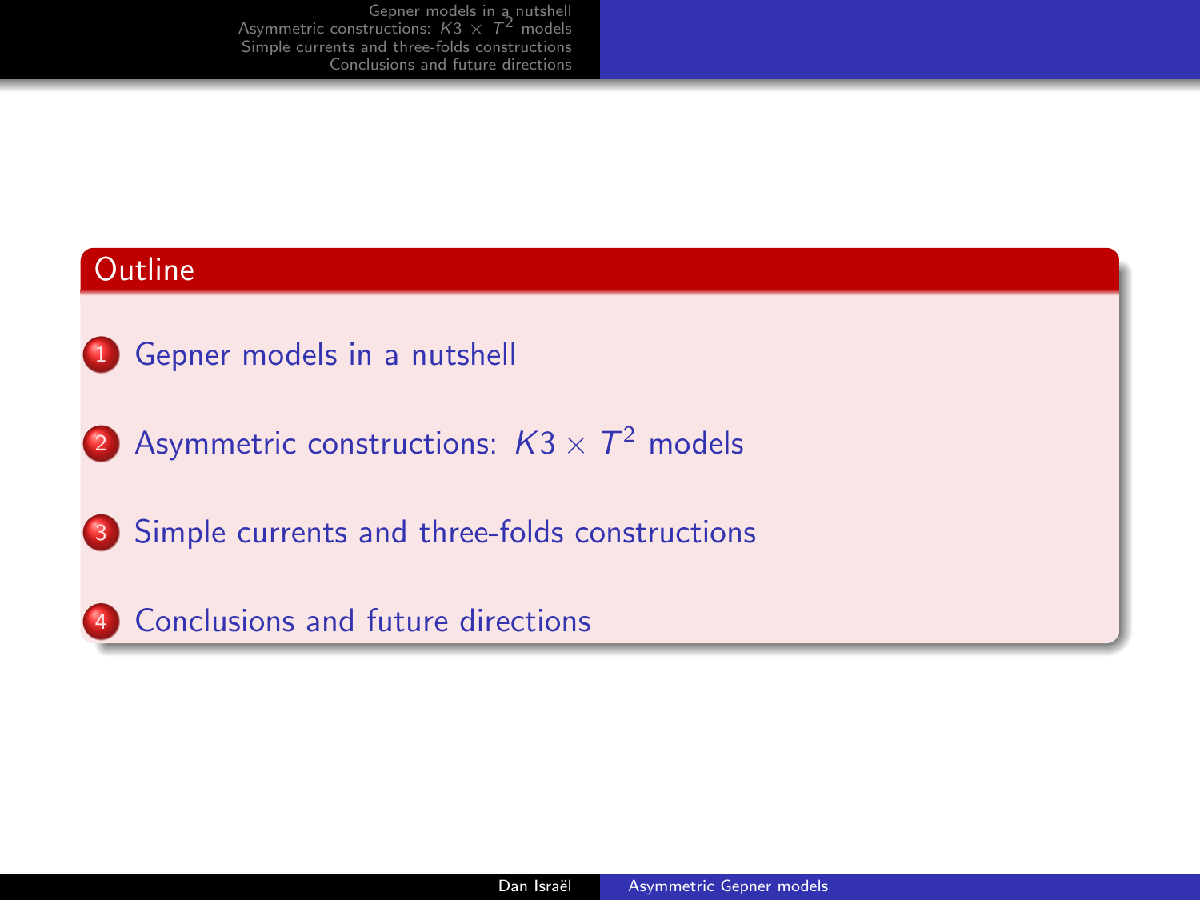## Outline

1. Gepner models in a nutshell
2. Asymmetric constructions: $K3 \times T^2$ models
3. Simple currents and three-folds constructions
4. Conclusions and future directions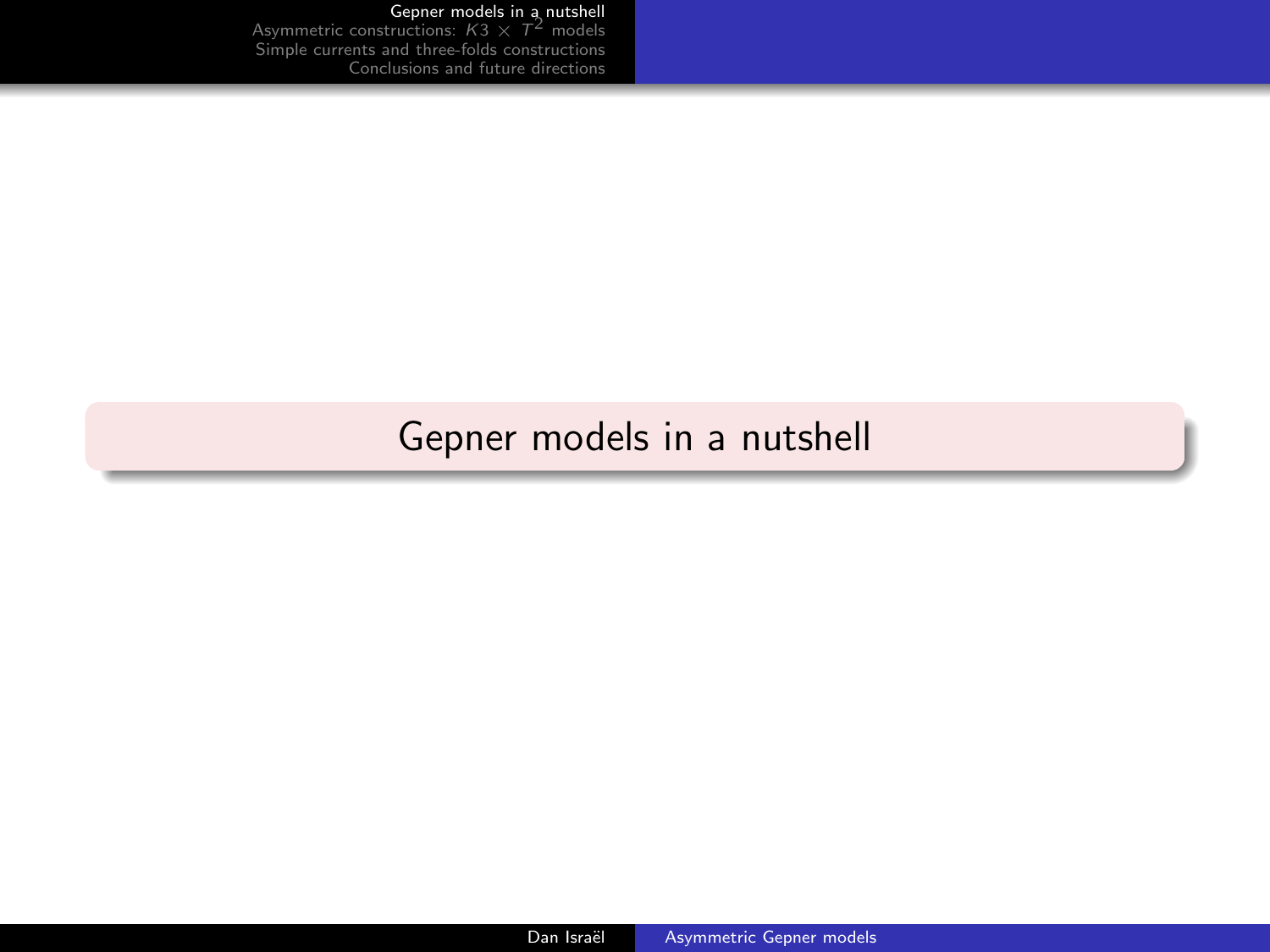# Gepner models in a nutshell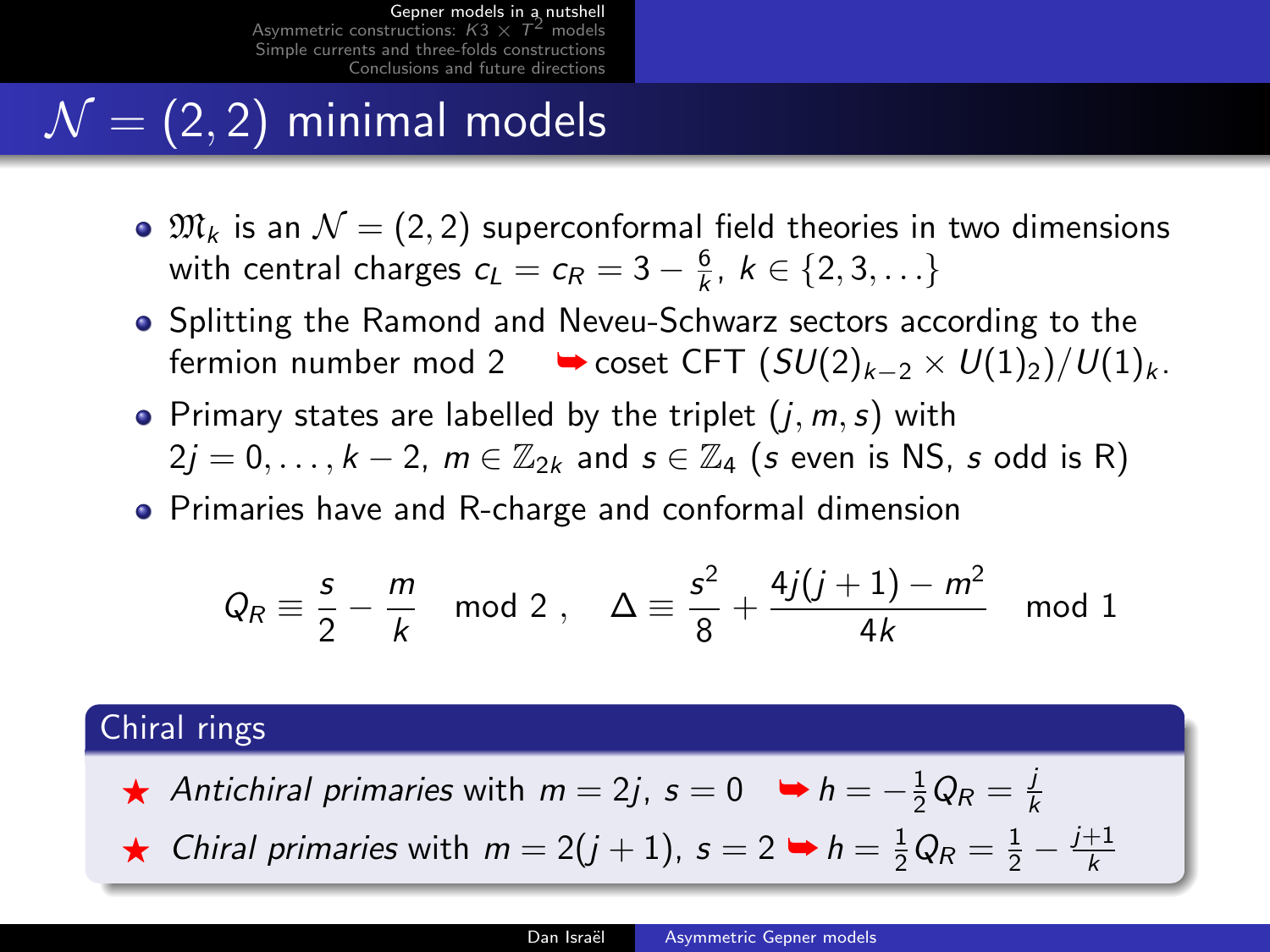# $\mathcal{N} = (2,2)$ minimal models

- $\mathfrak{M}_k$ is an $\mathcal{N} = (2,2)$ superconformal field theories in two dimensions with central charges $c_L = c_R = 3 - \frac{6}{k}$, $k \in \{2, 3, \ldots\}$
- Splitting the Ramond and Neveu-Schwarz sectors according to the fermion number mod 2 ➥ coset CFT $(SU(2)_{k-2} \times U(1)_2)/U(1)_k$.
- Primary states are labelled by the triplet $(j, m, s)$ with $2j = 0, \ldots, k-2$, $m \in \mathbb{Z}_{2k}$ and $s \in \mathbb{Z}_4$ ($s$ even is NS, $s$ odd is R)
- Primaries have and R-charge and conformal dimension

$$Q_R \equiv \frac{s}{2} - \frac{m}{k} \mod 2 \ , \quad \Delta \equiv \frac{s^2}{8} + \frac{4j(j+1) - m^2}{4k} \mod 1$$

## Chiral rings

★ *Antichiral primaries* with $m = 2j$, $s = 0$ ➥ $h = -\frac{1}{2} Q_R = \frac{j}{k}$

★ *Chiral primaries* with $m = 2(j+1)$, $s = 2$ ➥ $h = \frac{1}{2} Q_R = \frac{1}{2} - \frac{j+1}{k}$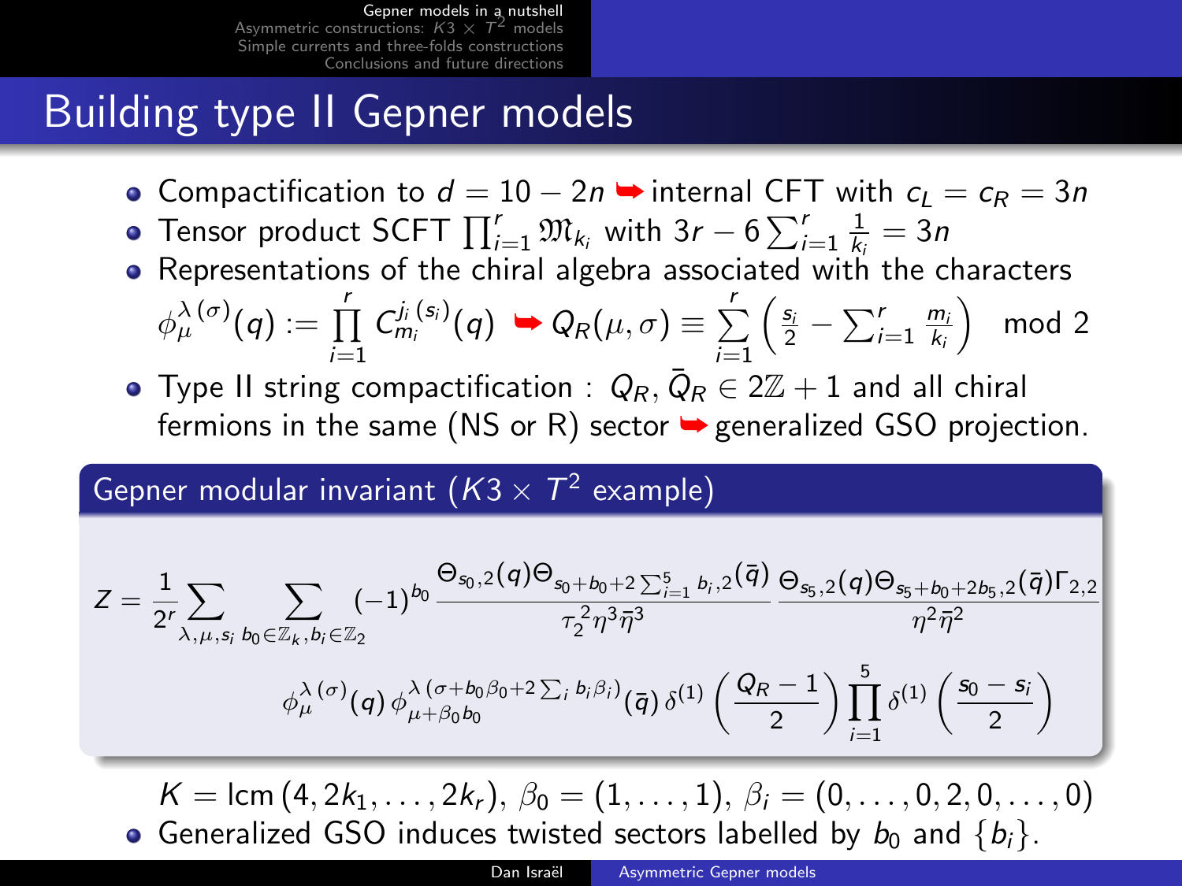# Building type II Gepner models

- Compactification to $d = 10 - 2n$ ➥ internal CFT with $c_L = c_R = 3n$
- Tensor product SCFT $\prod_{i=1}^{r} \mathfrak{M}_{k_i}$ with $3r - 6\sum_{i=1}^{r} \frac{1}{k_i} = 3n$
- Representations of the chiral algebra associated with the characters
  $\phi_{\mu}^{\lambda\,(\sigma)}(q) := \prod_{i=1}^{r} C_{m_i}^{j_i\,(s_i)}(q)$ ➥ $Q_R(\mu,\sigma) \equiv \sum_{i=1}^{r}\left(\frac{s_i}{2} - \sum_{i=1}^{r}\frac{m_i}{k_i}\right) \mod 2$
- Type II string compactification : $Q_R, \bar{Q}_R \in 2\mathbb{Z}+1$ and all chiral fermions in the same (NS or R) sector ➥ generalized GSO projection.

## Gepner modular invariant ($K3 \times T^2$ example)

$$Z = \frac{1}{2^r}\sum_{\lambda,\mu,s_i}\ \sum_{b_0\in\mathbb{Z}_K, b_i\in\mathbb{Z}_2} (-1)^{b_0}\, \frac{\Theta_{s_0,2}(q)\Theta_{s_0+b_0+2\sum_{i=1}^{5} b_i,2}(\bar{q})}{\tau_2^2\eta^3\bar{\eta}^3}\, \frac{\Theta_{s_5,2}(q)\Theta_{s_5+b_0+2b_5,2}(\bar{q})\Gamma_{2,2}}{\eta^2\bar{\eta}^2}$$

$$\phi_{\mu}^{\lambda\,(\sigma)}(q)\,\phi_{\mu+\beta_0 b_0}^{\lambda\,(\sigma+b_0\beta_0+2\sum_i b_i\beta_i)}(\bar{q})\,\delta^{(1)}\left(\frac{Q_R-1}{2}\right)\prod_{i=1}^{5}\delta^{(1)}\left(\frac{s_0-s_i}{2}\right)$$

$K = \text{lcm}\,(4, 2k_1, \ldots, 2k_r)$, $\beta_0 = (1,\ldots,1)$, $\beta_i = (0,\ldots,0,2,0,\ldots,0)$

- Generalized GSO induces twisted sectors labelled by $b_0$ and $\{b_i\}$.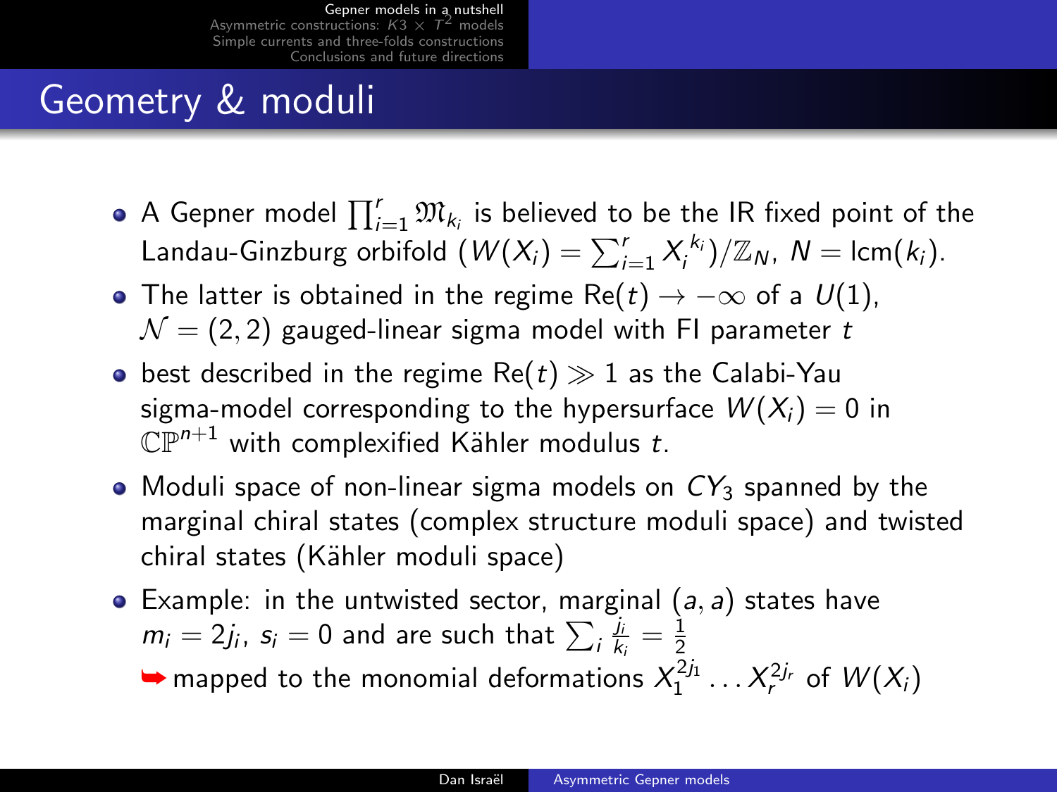# Geometry & moduli

- A Gepner model $\prod_{i=1}^{r} \mathfrak{M}_{k_i}$ is believed to be the IR fixed point of the Landau-Ginzburg orbifold $(W(X_i) = \sum_{i=1}^{r} X_i^{k_i})/\mathbb{Z}_N$, $N = \text{lcm}(k_i)$.
- The latter is obtained in the regime $\text{Re}(t) \to -\infty$ of a $U(1)$, $\mathcal{N} = (2,2)$ gauged-linear sigma model with FI parameter $t$
- best described in the regime $\text{Re}(t) \gg 1$ as the Calabi-Yau sigma-model corresponding to the hypersurface $W(X_i) = 0$ in $\mathbb{CP}^{n+1}$ with complexified Kähler modulus $t$.
- Moduli space of non-linear sigma models on $CY_3$ spanned by the marginal chiral states (complex structure moduli space) and twisted chiral states (Kähler moduli space)
- Example: in the untwisted sector, marginal $(a,a)$ states have $m_i = 2j_i$, $s_i = 0$ and are such that $\sum_i \frac{j_i}{k_i} = \frac{1}{2}$

  ➥ mapped to the monomial deformations $X_1^{2j_1} \dots X_r^{2j_r}$ of $W(X_i)$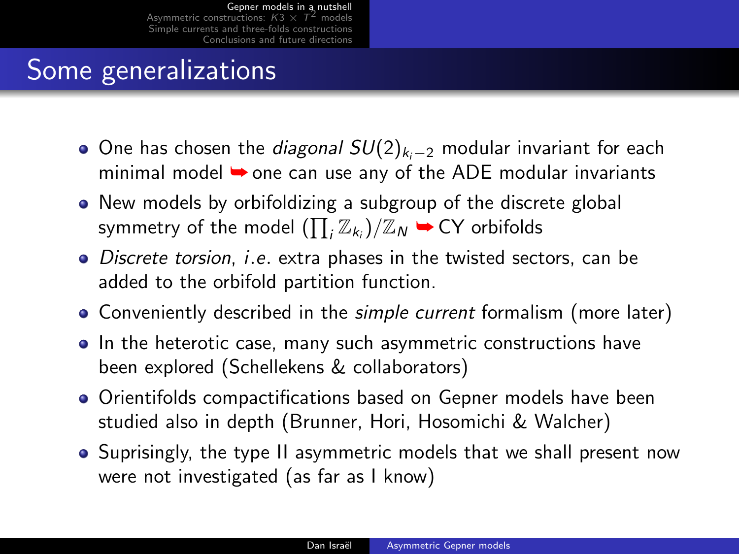# Some generalizations

- One has chosen the *diagonal* $SU(2)_{k_i-2}$ modular invariant for each minimal model ➥ one can use any of the ADE modular invariants
- New models by orbifoldizing a subgroup of the discrete global symmetry of the model $(\prod_i \mathbb{Z}_{k_i})/\mathbb{Z}_N$ ➥ CY orbifolds
- *Discrete torsion*, *i.e.* extra phases in the twisted sectors, can be added to the orbifold partition function.
- Conveniently described in the *simple current* formalism (more later)
- In the heterotic case, many such asymmetric constructions have been explored (Schellekens & collaborators)
- Orientifolds compactifications based on Gepner models have been studied also in depth (Brunner, Hori, Hosomichi & Walcher)
- Suprisingly, the type II asymmetric models that we shall present now were not investigated (as far as I know)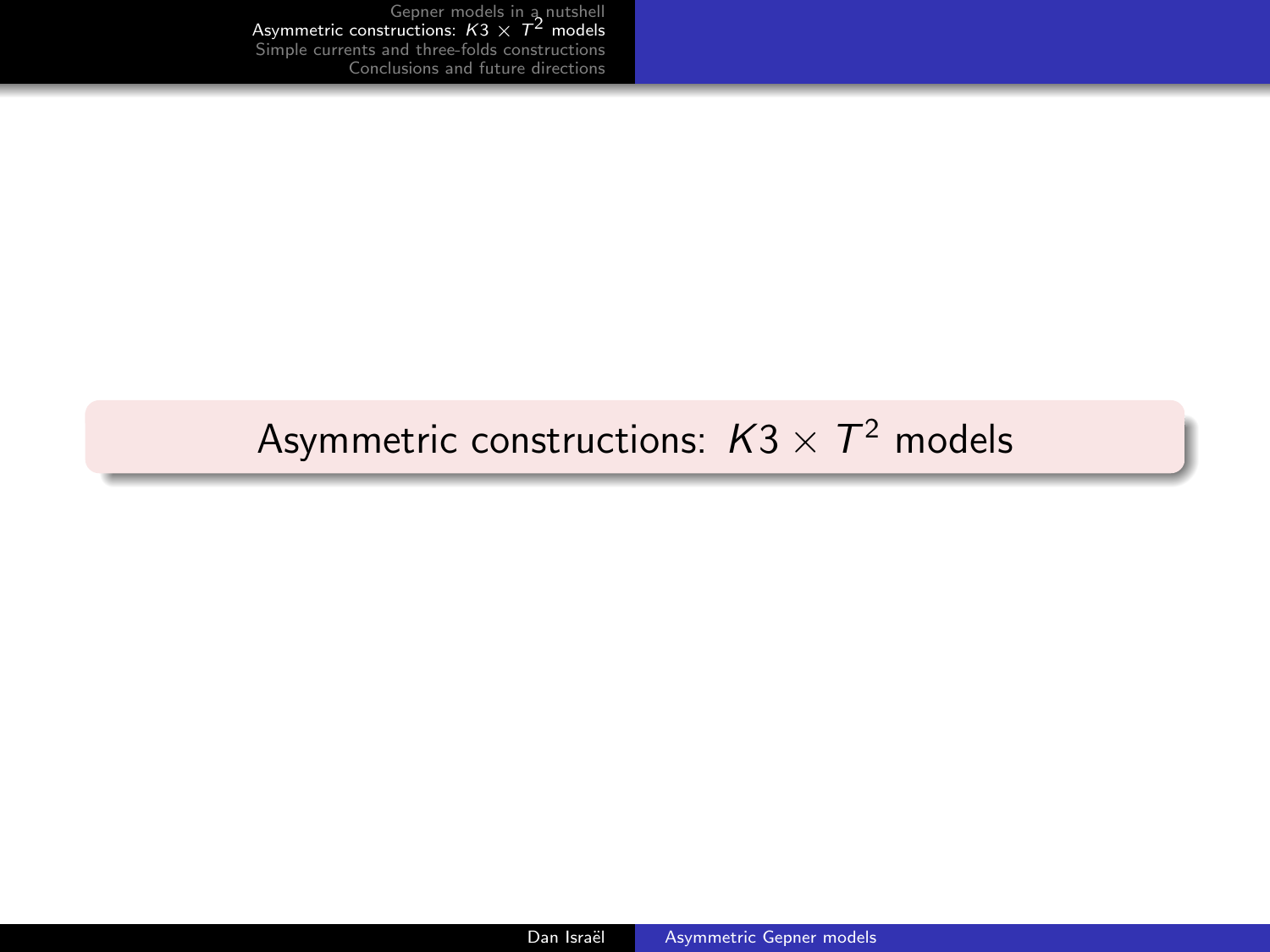# Asymmetric constructions: $K3 \times T^2$ models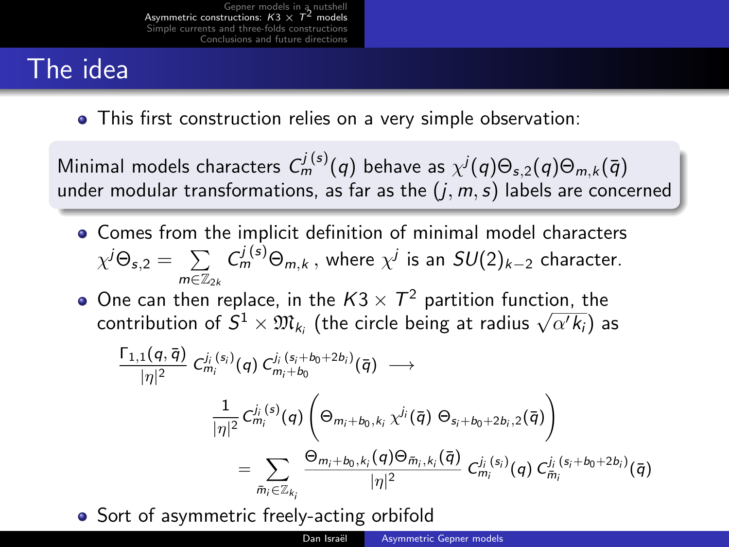# The idea

- This first construction relies on a very simple observation:

> Minimal models characters $C_m^{j\,(s)}(q)$ behave as $\chi^j(q)\Theta_{s,2}(q)\Theta_{m,k}(\bar{q})$ under modular transformations, as far as the $(j,m,s)$ labels are concerned

- Comes from the implicit definition of minimal model characters $\chi^j\Theta_{s,2} = \sum_{m\in\mathbb{Z}_{2k}} C_m^{j\,(s)}\Theta_{m,k}$ , where $\chi^j$ is an $SU(2)_{k-2}$ character.
- One can then replace, in the $K3\times T^2$ partition function, the contribution of $S^1 \times \mathfrak{M}_{k_i}$ (the circle being at radius $\sqrt{\alpha' k_i}$) as

$$
\frac{\Gamma_{1,1}(q,\bar{q})}{|\eta|^2}\, C_{m_i}^{j_i\,(s_i)}(q)\, C_{m_i+b_0}^{j_i\,(s_i+b_0+2b_i)}(\bar{q}) \;\longrightarrow
$$

$$
\frac{1}{|\eta|^2} C_{m_i}^{j_i\,(s)}(q) \left( \Theta_{m_i+b_0,k_i}\, \chi^{j_i}(\bar{q})\, \Theta_{s_i+b_0+2b_i,2}(\bar{q}) \right)
$$

$$
= \sum_{\bar{m}_i\in\mathbb{Z}_{k_i}} \frac{\Theta_{m_i+b_0,k_i}(q)\Theta_{\bar{m}_i,k_i}(\bar{q})}{|\eta|^2}\, C_{m_i}^{j_i\,(s_i)}(q)\, C_{\bar{m}_i}^{j_i\,(s_i+b_0+2b_i)}(\bar{q})
$$

- Sort of asymmetric freely-acting orbifold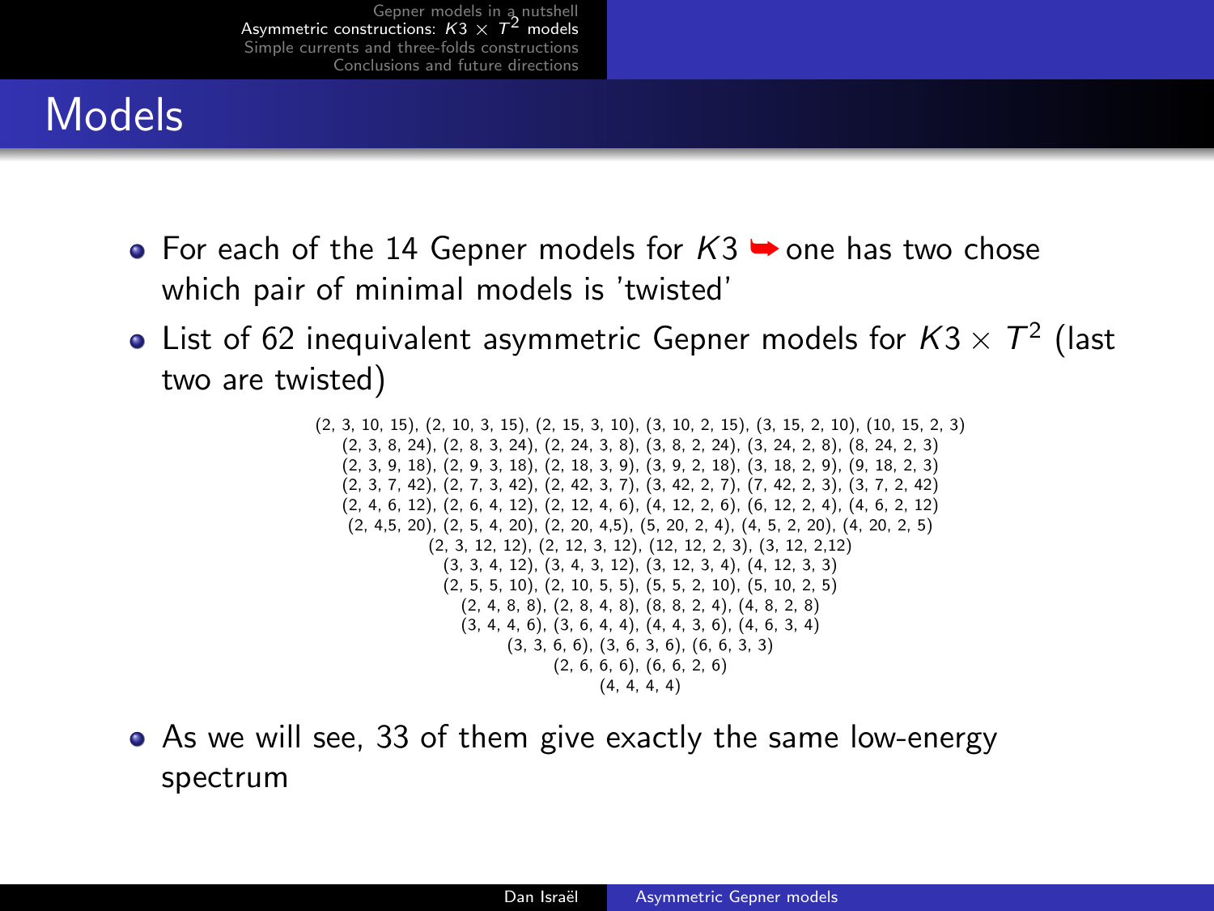# Models

- For each of the 14 Gepner models for $K3$ ➥ one has two chose which pair of minimal models is 'twisted'
- List of 62 inequivalent asymmetric Gepner models for $K3 \times T^2$ (last two are twisted)

(2, 3, 10, 15), (2, 10, 3, 15), (2, 15, 3, 10), (3, 10, 2, 15), (3, 15, 2, 10), (10, 15, 2, 3)
(2, 3, 8, 24), (2, 8, 3, 24), (2, 24, 3, 8), (3, 8, 2, 24), (3, 24, 2, 8), (8, 24, 2, 3)
(2, 3, 9, 18), (2, 9, 3, 18), (2, 18, 3, 9), (3, 9, 2, 18), (3, 18, 2, 9), (9, 18, 2, 3)
(2, 3, 7, 42), (2, 7, 3, 42), (2, 42, 3, 7), (3, 42, 2, 7), (7, 42, 2, 3), (3, 7, 2, 42)
(2, 4, 6, 12), (2, 6, 4, 12), (2, 12, 4, 6), (4, 12, 2, 6), (6, 12, 2, 4), (4, 6, 2, 12)
(2, 4,5, 20), (2, 5, 4, 20), (2, 20, 4,5), (5, 20, 2, 4), (4, 5, 2, 20), (4, 20, 2, 5)
(2, 3, 12, 12), (2, 12, 3, 12), (12, 12, 2, 3), (3, 12, 2,12)
(3, 3, 4, 12), (3, 4, 3, 12), (3, 12, 3, 4), (4, 12, 3, 3)
(2, 5, 5, 10), (2, 10, 5, 5), (5, 5, 2, 10), (5, 10, 2, 5)
(2, 4, 8, 8), (2, 8, 4, 8), (8, 8, 2, 4), (4, 8, 2, 8)
(3, 4, 4, 6), (3, 6, 4, 4), (4, 4, 3, 6), (4, 6, 3, 4)
(3, 3, 6, 6), (3, 6, 3, 6), (6, 6, 3, 3)
(2, 6, 6, 6), (6, 6, 2, 6)
(4, 4, 4, 4)

- As we will see, 33 of them give exactly the same low-energy spectrum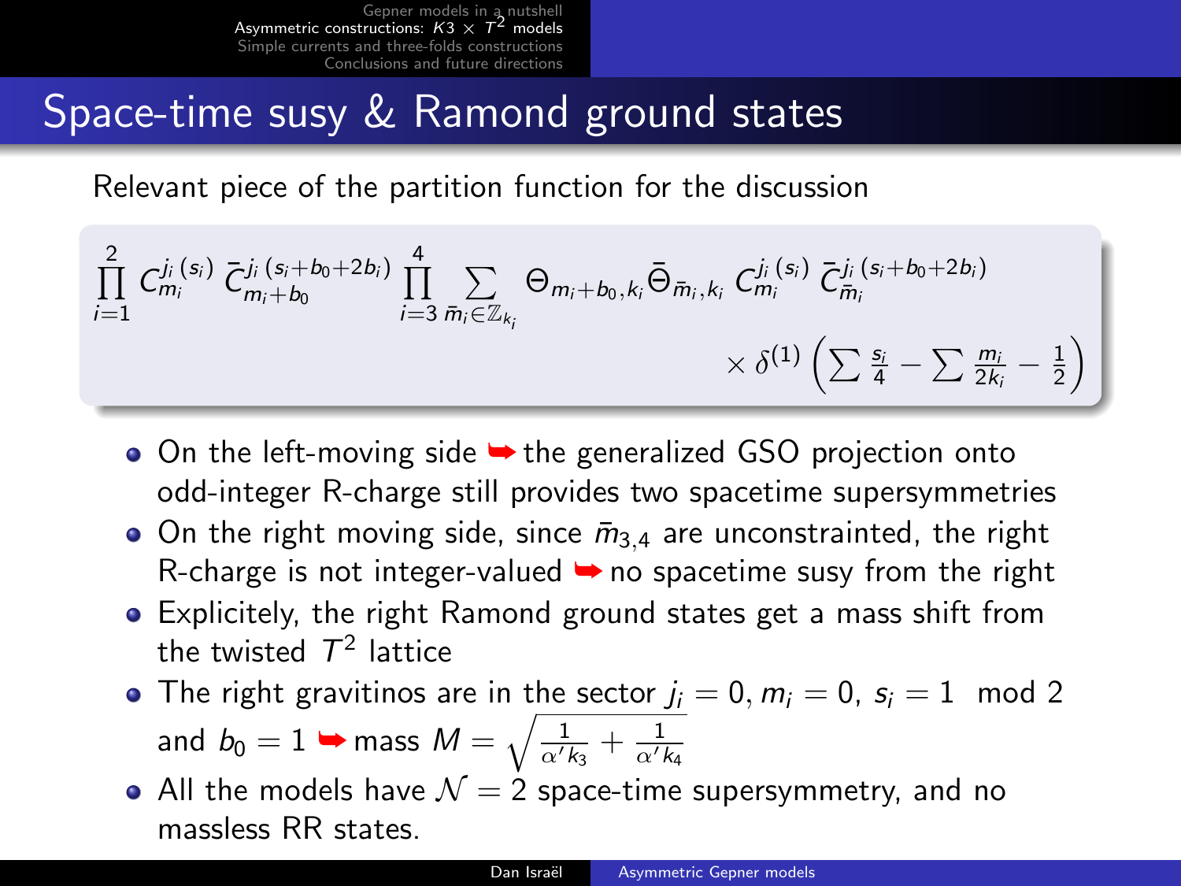## Space-time susy & Ramond ground states

Relevant piece of the partition function for the discussion

$$\prod_{i=1}^{2} C^{j_i\,(s_i)}_{m_i}\,\bar{C}^{j_i\,(s_i+b_0+2b_i)}_{m_i+b_0}\prod_{i=3}^{4}\sum_{\bar{m}_i\in\mathbb{Z}_{k_i}}\Theta_{m_i+b_0,k_i}\bar{\Theta}_{\bar{m}_i,k_i}\,C^{j_i\,(s_i)}_{m_i}\,\bar{C}^{j_i\,(s_i+b_0+2b_i)}_{\bar{m}_i}$$

$$\times\,\delta^{(1)}\left(\sum\frac{s_i}{4}-\sum\frac{m_i}{2k_i}-\frac{1}{2}\right)$$

- On the left-moving side ➥ the generalized GSO projection onto odd-integer R-charge still provides two spacetime supersymmetries
- On the right moving side, since $\bar{m}_{3,4}$ are unconstrainted, the right R-charge is not integer-valued ➥ no spacetime susy from the right
- Explicitely, the right Ramond ground states get a mass shift from the twisted $T^2$ lattice
- The right gravitinos are in the sector $j_i = 0, m_i = 0, s_i = 1 \mod 2$ and $b_0 = 1$ ➥ mass $M = \sqrt{\frac{1}{\alpha' k_3}+\frac{1}{\alpha' k_4}}$
- All the models have $\mathcal{N}=2$ space-time supersymmetry, and no massless RR states.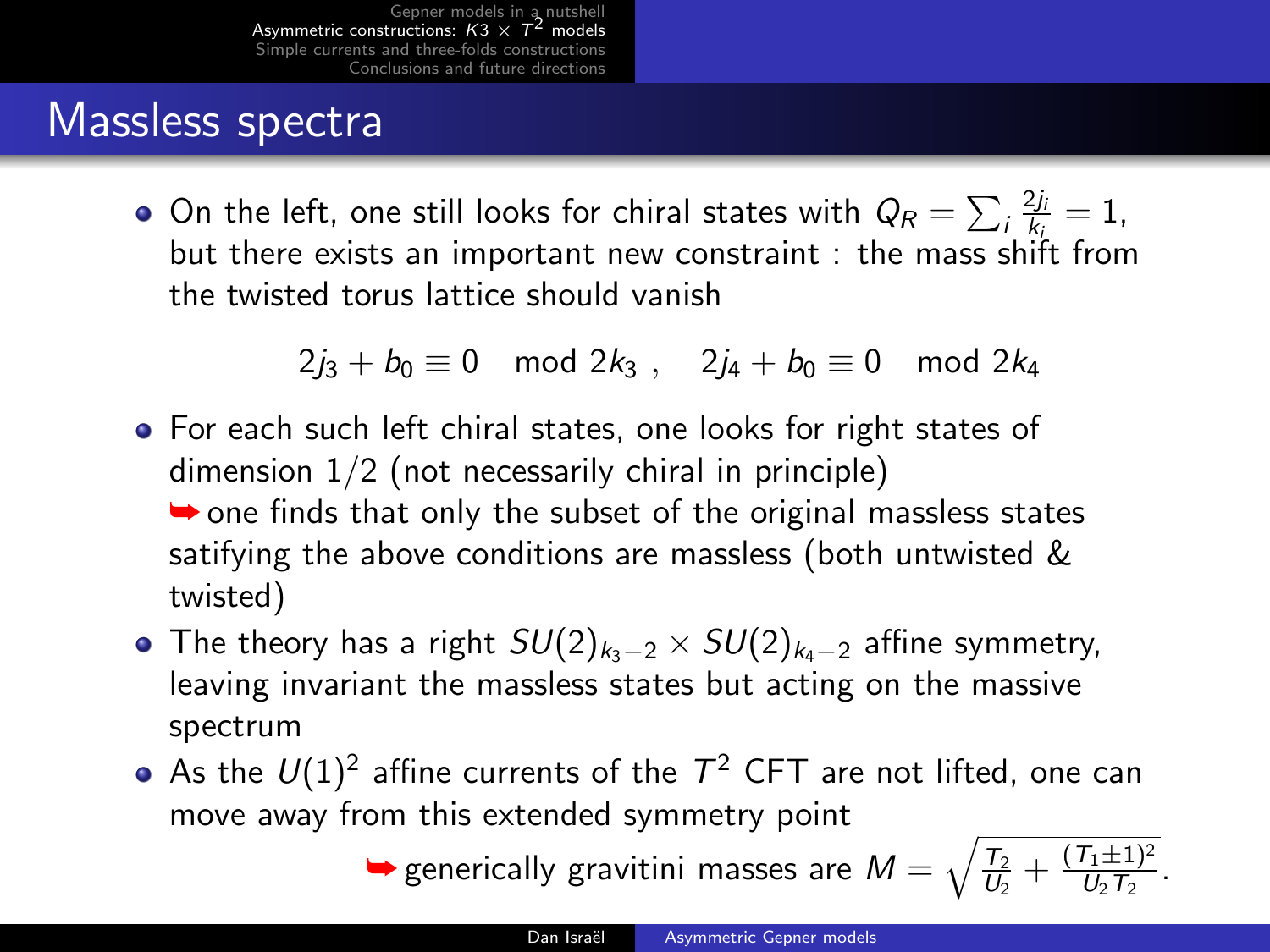# Massless spectra

- On the left, one still looks for chiral states with $Q_R = \sum_i \frac{2j_i}{k_i} = 1$, but there exists an important new constraint : the mass shift from the twisted torus lattice should vanish

$$2j_3 + b_0 \equiv 0 \mod 2k_3 \ , \quad 2j_4 + b_0 \equiv 0 \mod 2k_4$$

- For each such left chiral states, one looks for right states of dimension 1/2 (not necessarily chiral in principle)
  ➥ one finds that only the subset of the original massless states satifying the above conditions are massless (both untwisted & twisted)
- The theory has a right $SU(2)_{k_3-2} \times SU(2)_{k_4-2}$ affine symmetry, leaving invariant the massless states but acting on the massive spectrum
- As the $U(1)^2$ affine currents of the $T^2$ CFT are not lifted, one can move away from this extended symmetry point
  ➥ generically gravitini masses are $M = \sqrt{\frac{T_2}{U_2} + \frac{(T_1 \pm 1)^2}{U_2 T_2}}$.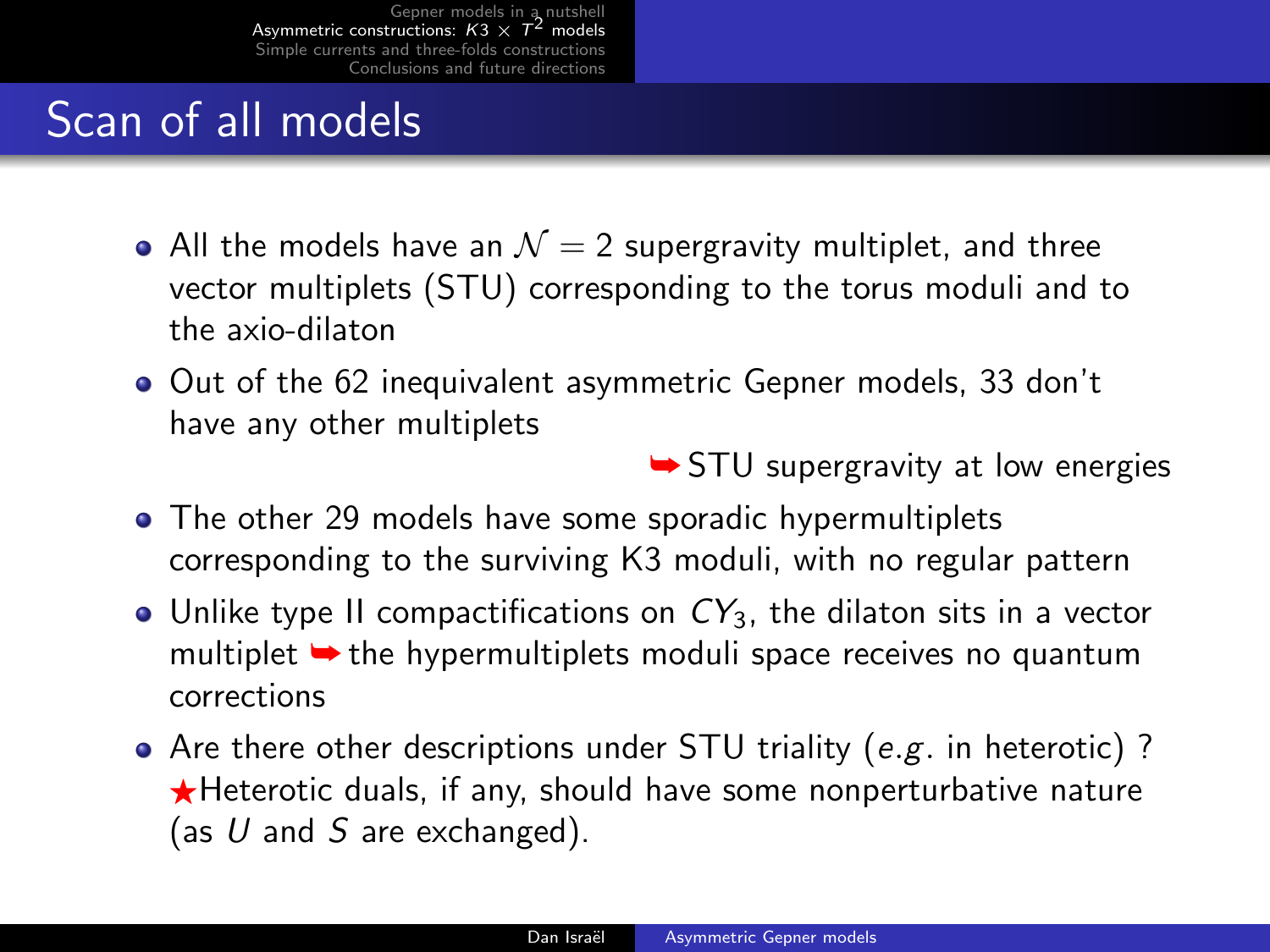# Scan of all models

- All the models have an $\mathcal{N}=2$ supergravity multiplet, and three vector multiplets (STU) corresponding to the torus moduli and to the axio-dilaton
- Out of the 62 inequivalent asymmetric Gepner models, 33 don't have any other multiplets

  ➥ STU supergravity at low energies
- The other 29 models have some sporadic hypermultiplets corresponding to the surviving K3 moduli, with no regular pattern
- Unlike type II compactifications on $CY_3$, the dilaton sits in a vector multiplet ➥ the hypermultiplets moduli space receives no quantum corrections
- Are there other descriptions under STU triality (*e.g.* in heterotic) ? ★Heterotic duals, if any, should have some nonperturbative nature (as $U$ and $S$ are exchanged).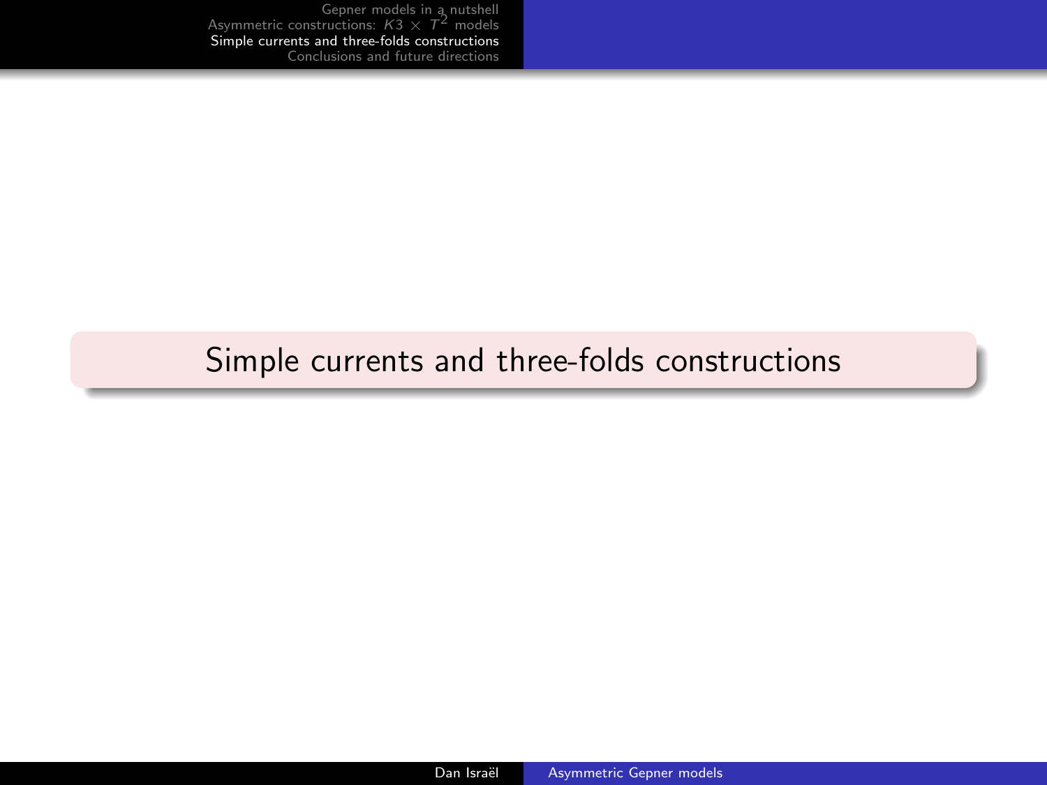# Simple currents and three-folds constructions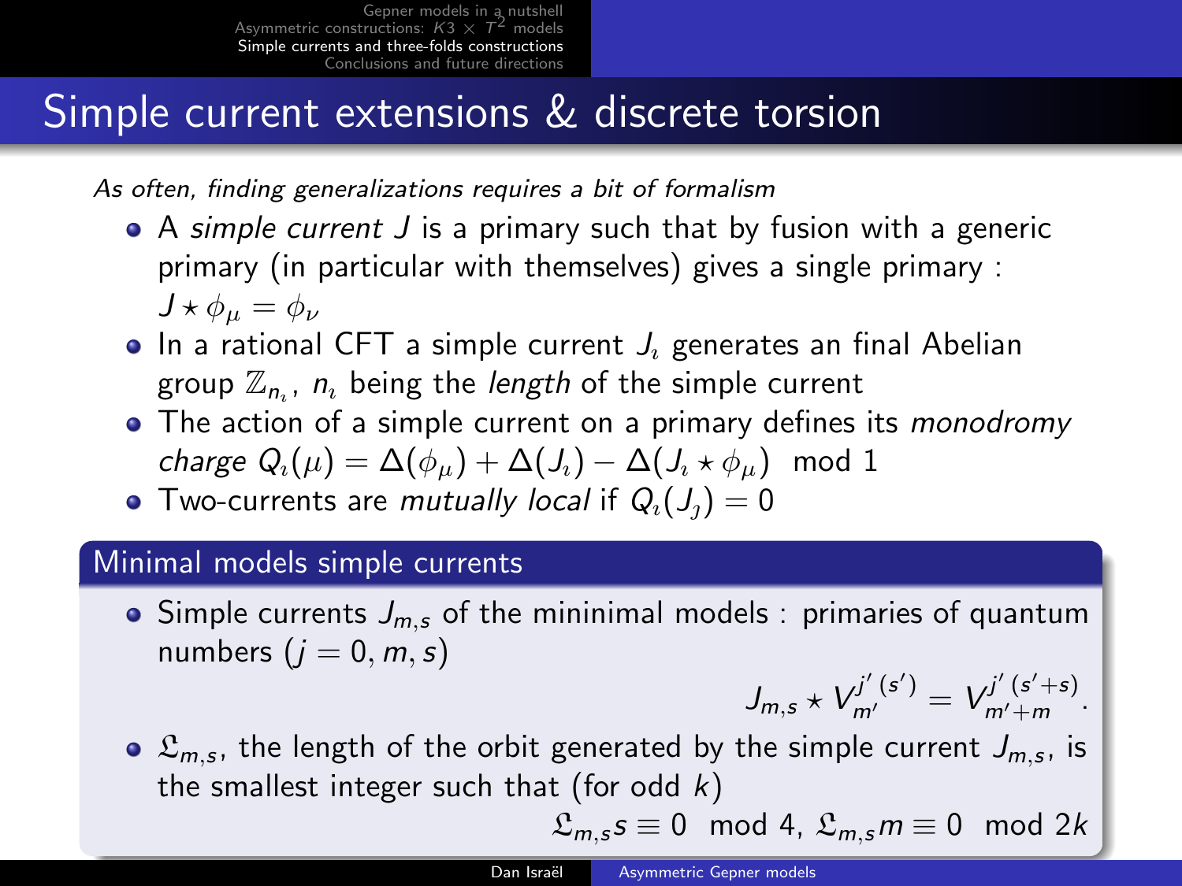# Simple current extensions & discrete torsion

*As often, finding generalizations requires a bit of formalism*

- A *simple current* $J$ is a primary such that by fusion with a generic primary (in particular with themselves) gives a single primary : $J \star \phi_\mu = \phi_\nu$
- In a rational CFT a simple current $J_\imath$ generates an final Abelian group $\mathbb{Z}_{n_\imath}$, $n_\imath$ being the *length* of the simple current
- The action of a simple current on a primary defines its *monodromy charge* $Q_\imath(\mu) = \Delta(\phi_\mu) + \Delta(J_\imath) - \Delta(J_\imath \star \phi_\mu) \mod 1$
- Two-currents are *mutually local* if $Q_\imath(J_\jmath) = 0$

## Minimal models simple currents

- Simple currents $J_{m,s}$ of the mininimal models : primaries of quantum numbers $(j = 0, m, s)$

$$J_{m,s} \star V^{j'\,(s')}_{m'} = V^{j'\,(s'+s)}_{m'+m}.$$

- $\mathfrak{L}_{m,s}$, the length of the orbit generated by the simple current $J_{m,s}$, is the smallest integer such that (for odd $k$)

$$\mathfrak{L}_{m,s} s \equiv 0 \mod 4,\ \mathfrak{L}_{m,s} m \equiv 0 \mod 2k$$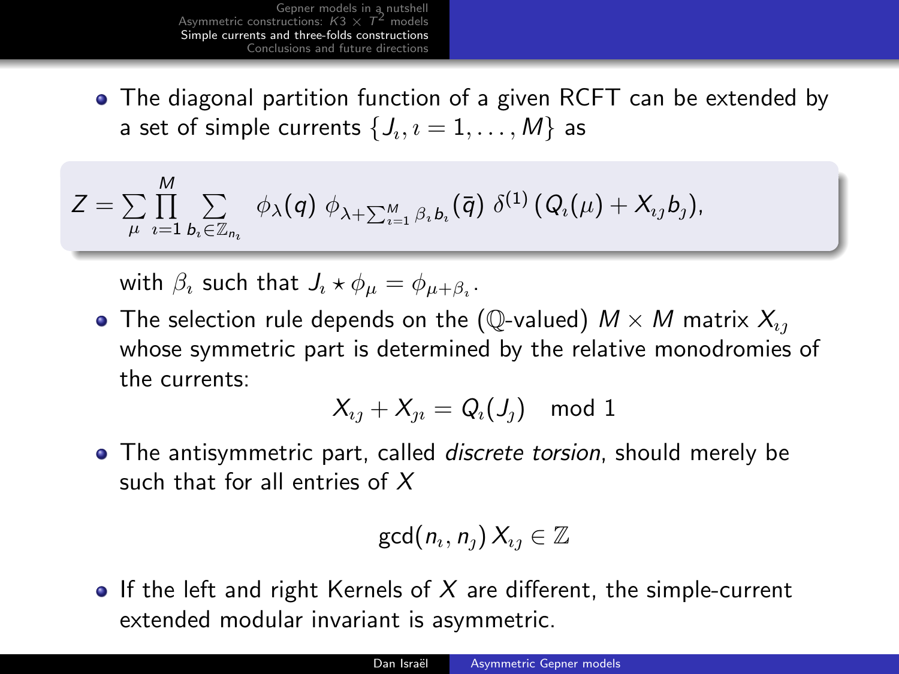- The diagonal partition function of a given RCFT can be extended by a set of simple currents $\{J_\imath, \imath = 1, \ldots, M\}$ as

$$Z = \sum_{\mu} \prod_{\imath=1}^{M} \sum_{b_\imath \in \mathbb{Z}_{n_\imath}} \phi_\lambda(q)\ \phi_{\lambda + \sum_{\imath=1}^{M} \beta_\imath b_\imath}(\bar{q})\ \delta^{(1)}\left(Q_\imath(\mu) + X_{\imath\jmath} b_\jmath\right),$$

  with $\beta_\imath$ such that $J_\imath \star \phi_\mu = \phi_{\mu + \beta_\imath}$.

- The selection rule depends on the ($\mathbb{Q}$-valued) $M \times M$ matrix $X_{\imath\jmath}$ whose symmetric part is determined by the relative monodromies of the currents:

$$X_{\imath\jmath} + X_{\jmath\imath} = Q_\imath(J_\jmath) \mod 1$$

- The antisymmetric part, called *discrete torsion*, should merely be such that for all entries of $X$

$$\gcd(n_\imath, n_\jmath)\, X_{\imath\jmath} \in \mathbb{Z}$$

- If the left and right Kernels of $X$ are different, the simple-current extended modular invariant is asymmetric.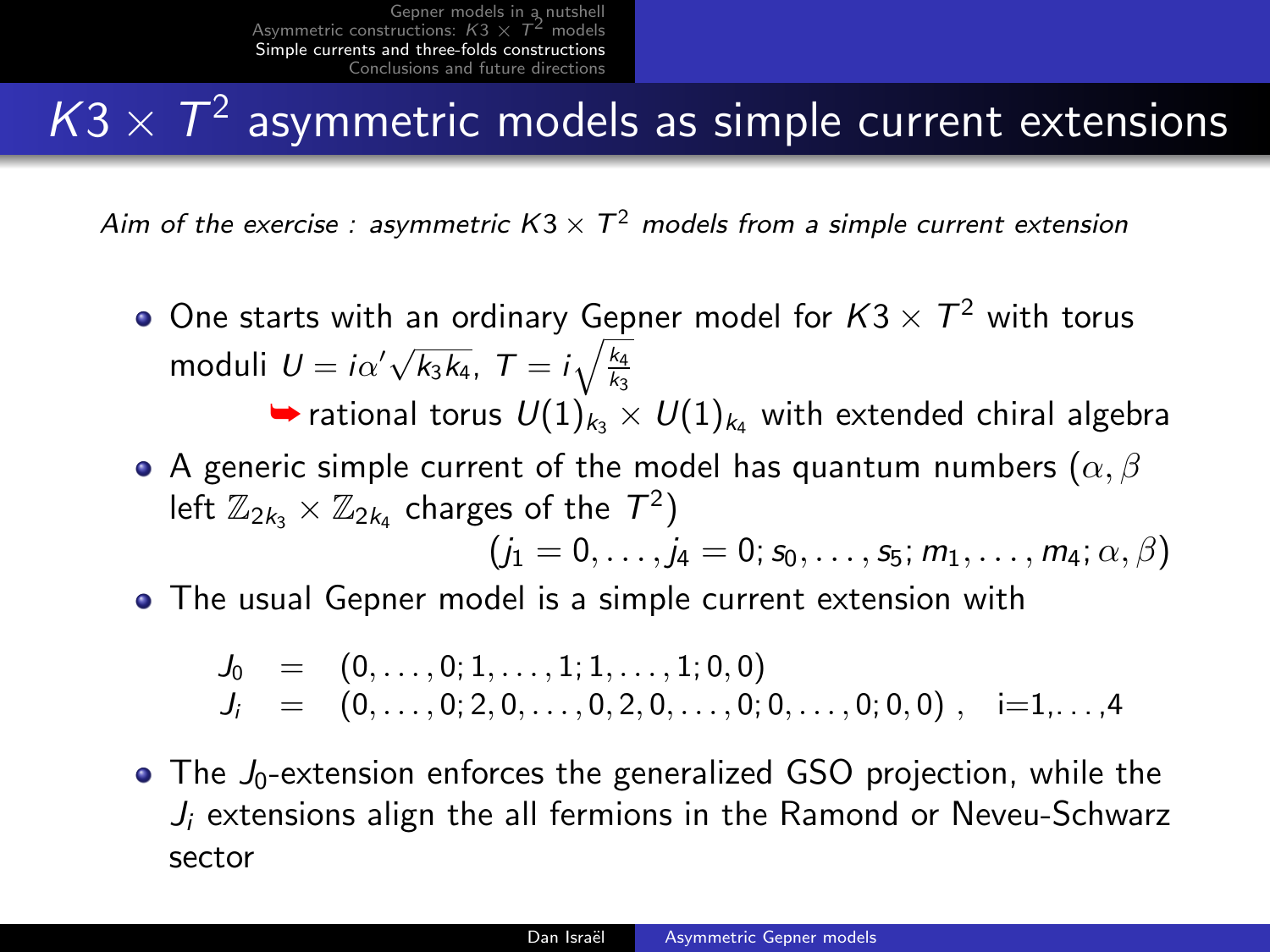# $K3 \times T^2$ asymmetric models as simple current extensions

*Aim of the exercise : asymmetric $K3 \times T^2$ models from a simple current extension*

- One starts with an ordinary Gepner model for $K3 \times T^2$ with torus moduli $U = i\alpha' \sqrt{k_3 k_4}$, $T = i\sqrt{\frac{k_4}{k_3}}$

  ➥ rational torus $U(1)_{k_3} \times U(1)_{k_4}$ with extended chiral algebra

- A generic simple current of the model has quantum numbers ($\alpha, \beta$ left $\mathbb{Z}_{2k_3} \times \mathbb{Z}_{2k_4}$ charges of the $T^2$)

$$(j_1 = 0, \ldots, j_4 = 0; s_0, \ldots, s_5; m_1, \ldots, m_4; \alpha, \beta)$$

- The usual Gepner model is a simple current extension with

$$\begin{aligned} J_0 &= (0, \ldots, 0; 1, \ldots, 1; 1, \ldots, 1; 0, 0) \\ J_i &= (0, \ldots, 0; 2, 0, \ldots, 0, 2, 0, \ldots, 0; 0, \ldots, 0; 0, 0)\,, \quad \text{i=1,...,4} \end{aligned}$$

- The $J_0$-extension enforces the generalized GSO projection, while the $J_i$ extensions align the all fermions in the Ramond or Neveu-Schwarz sector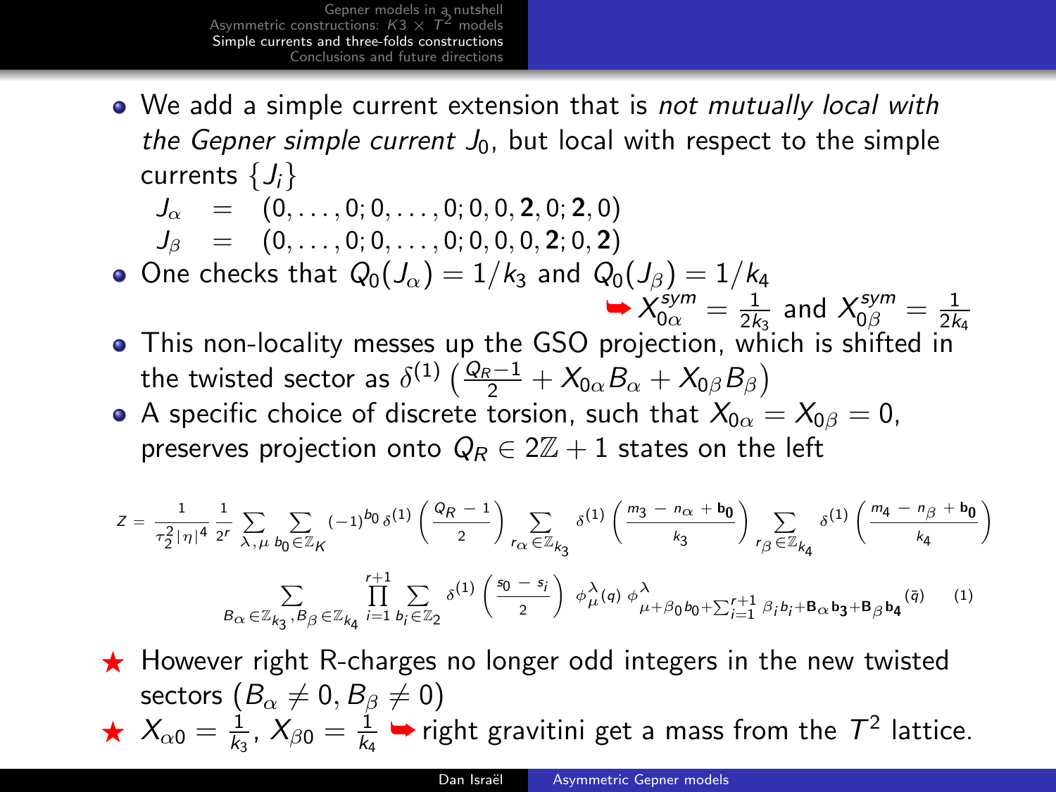- We add a simple current extension that is *not mutually local with the Gepner simple current* $J_0$, but local with respect to the simple currents $\{J_i\}$

$$J_\alpha = (0,\ldots,0;0,\ldots,0;0,0,\mathbf{2},0;\mathbf{2},0)$$
$$J_\beta = (0,\ldots,0;0,\ldots,0;0,0,0,\mathbf{2};0,\mathbf{2})$$

- One checks that $Q_0(J_\alpha) = 1/k_3$ and $Q_0(J_\beta) = 1/k_4$

  ➥ $X^{sym}_{0\alpha} = \frac{1}{2k_3}$ and $X^{sym}_{0\beta} = \frac{1}{2k_4}$

- This non-locality messes up the GSO projection, which is shifted in the twisted sector as $\delta^{(1)}\left(\frac{Q_R-1}{2} + X_{0\alpha}B_\alpha + X_{0\beta}B_\beta\right)$
- A specific choice of discrete torsion, such that $X_{0\alpha} = X_{0\beta} = 0$, preserves projection onto $Q_R \in 2\mathbb{Z}+1$ states on the left

$$Z = \frac{1}{\tau_2^2|\eta|^4}\frac{1}{2^r}\sum_{\lambda,\mu}\sum_{b_0\in\mathbb{Z}_K}(-1)^{b_0}\,\delta^{(1)}\left(\frac{Q_R-1}{2}\right)\sum_{r_\alpha\in\mathbb{Z}_{k_3}}\delta^{(1)}\left(\frac{m_3-n_\alpha+\mathbf{b_0}}{k_3}\right)\sum_{r_\beta\in\mathbb{Z}_{k_4}}\delta^{(1)}\left(\frac{m_4-n_\beta+\mathbf{b_0}}{k_4}\right)$$
$$\sum_{B_\alpha\in\mathbb{Z}_{k_3},B_\beta\in\mathbb{Z}_{k_4}}\prod_{i=1}^{r+1}\sum_{b_i\in\mathbb{Z}_2}\delta^{(1)}\left(\frac{s_0-s_i}{2}\right)\,\phi^\lambda_\mu(q)\,\phi^\lambda_{\mu+\beta_0 b_0+\sum_{i=1}^{r+1}\beta_i b_i+\mathbf{B}_\alpha\mathbf{b_3}+\mathbf{B}_\beta\mathbf{b_4}}(\bar q) \qquad (1)$$

★ However right R-charges no longer odd integers in the new twisted sectors ($B_\alpha \neq 0, B_\beta \neq 0$)

★ $X_{\alpha 0} = \frac{1}{k_3}$, $X_{\beta 0} = \frac{1}{k_4}$ ➥ right gravitini get a mass from the $T^2$ lattice.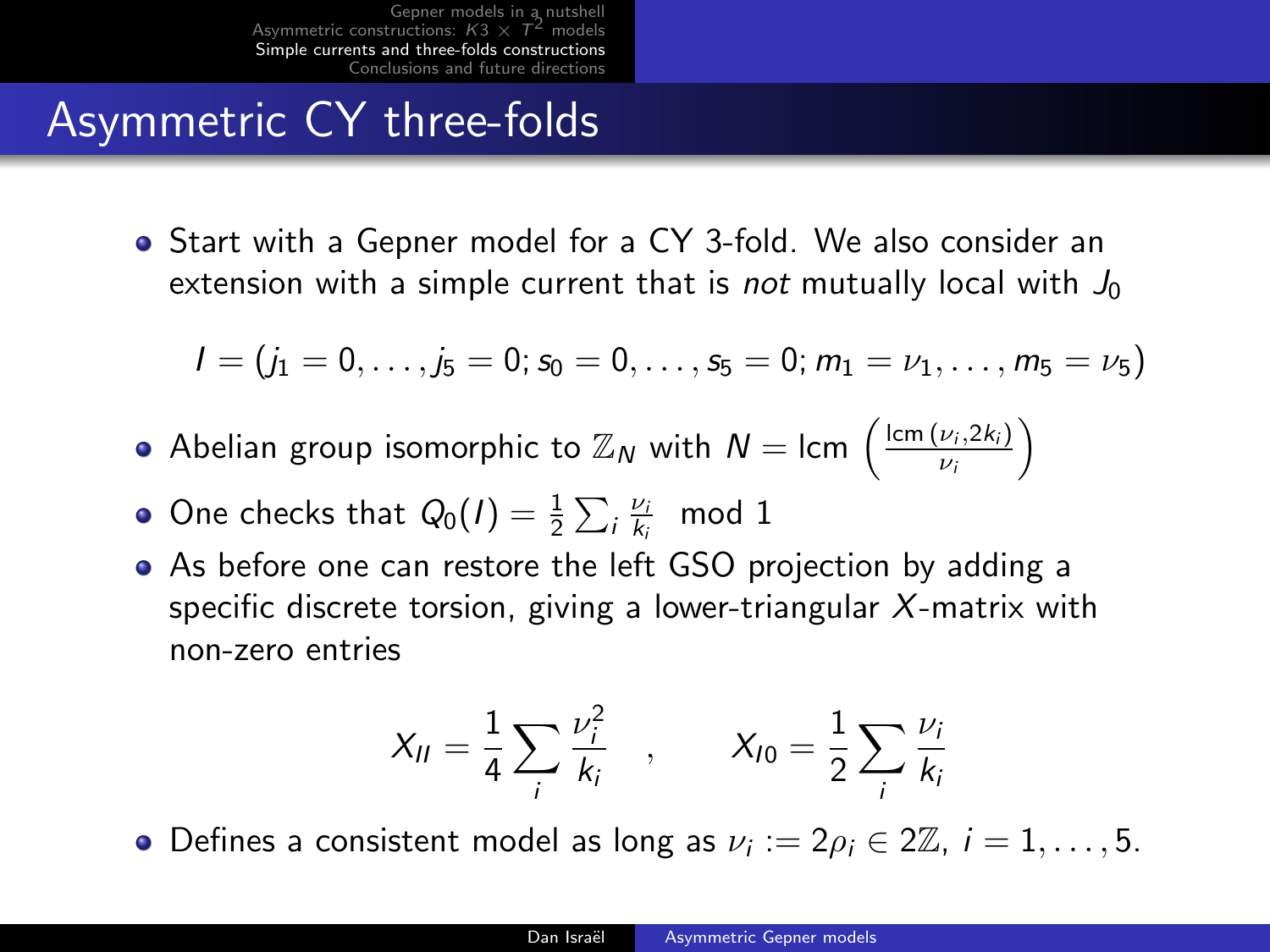# Asymmetric CY three-folds

- Start with a Gepner model for a CY 3-fold. We also consider an extension with a simple current that is *not* mutually local with $J_0$

$$I = (j_1 = 0, \dots, j_5 = 0; s_0 = 0, \dots, s_5 = 0; m_1 = \nu_1, \dots, m_5 = \nu_5)$$

- Abelian group isomorphic to $\mathbb{Z}_N$ with $N = \text{lcm}\left(\frac{\text{lcm}\,(\nu_i, 2k_i)}{\nu_i}\right)$
- One checks that $Q_0(I) = \frac{1}{2}\sum_i \frac{\nu_i}{k_i} \mod 1$
- As before one can restore the left GSO projection by adding a specific discrete torsion, giving a lower-triangular $X$-matrix with non-zero entries

$$X_{II} = \frac{1}{4}\sum_i \frac{\nu_i^2}{k_i} \quad , \qquad X_{I0} = \frac{1}{2}\sum_i \frac{\nu_i}{k_i}$$

- Defines a consistent model as long as $\nu_i := 2\rho_i \in 2\mathbb{Z}$, $i = 1, \dots, 5$.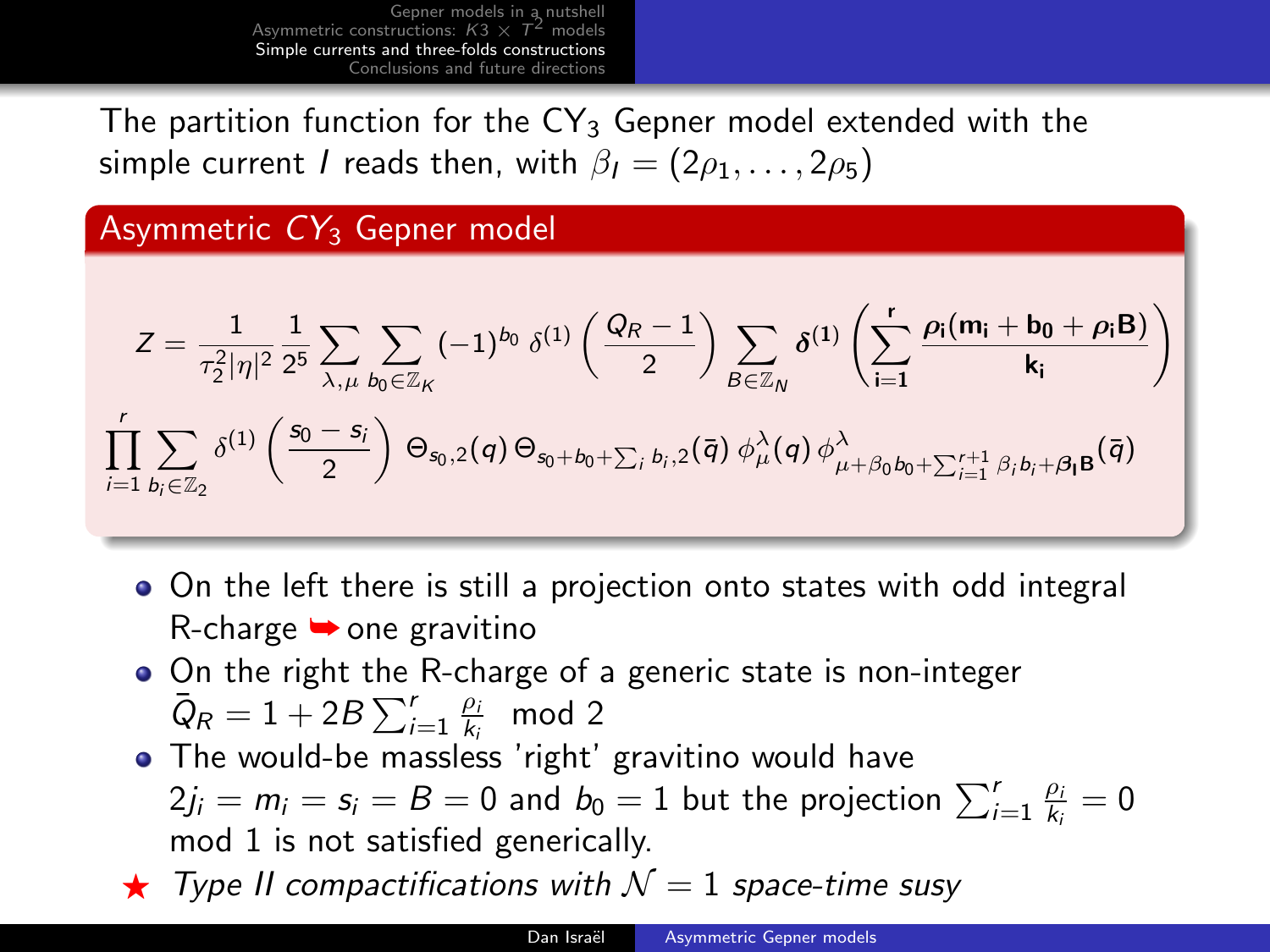The partition function for the $\text{CY}_3$ Gepner model extended with the simple current $I$ reads then, with $\beta_I = (2\rho_1, \ldots, 2\rho_5)$

### Asymmetric $CY_3$ Gepner model

$$
Z = \frac{1}{\tau_2^2 |\eta|^2} \frac{1}{2^5} \sum_{\lambda,\mu} \sum_{b_0 \in \mathbb{Z}_K} (-1)^{b_0} \, \delta^{(1)}\left(\frac{Q_R - 1}{2}\right) \sum_{B \in \mathbb{Z}_N} \boldsymbol{\delta^{(1)}}\left(\sum_{\mathbf{i=1}}^{\mathbf{r}} \frac{\boldsymbol{\rho_i (m_i + b_0 + \rho_i B)}}{\mathbf{k_i}}\right)
$$

$$
\prod_{i=1}^{r} \sum_{b_i \in \mathbb{Z}_2} \delta^{(1)}\left(\frac{s_0 - s_i}{2}\right) \Theta_{s_0,2}(q) \, \Theta_{s_0 + b_0 + \sum_i b_i, 2}(\bar{q}) \, \phi^{\lambda}_{\mu}(q) \, \phi^{\lambda}_{\mu + \beta_0 b_0 + \sum_{i=1}^{r+1} \beta_i b_i + \boldsymbol{\beta_I B}}(\bar{q})
$$

- On the left there is still a projection onto states with odd integral R-charge ➥ one gravitino
- On the right the R-charge of a generic state is non-integer $\bar{Q}_R = 1 + 2B \sum_{i=1}^{r} \frac{\rho_i}{k_i} \mod 2$
- The would-be massless 'right' gravitino would have $2j_i = m_i = s_i = B = 0$ and $b_0 = 1$ but the projection $\sum_{i=1}^{r} \frac{\rho_i}{k_i} = 0$ mod 1 is not satisfied generically.

★ *Type II compactifications with $\mathcal{N} = 1$ space-time susy*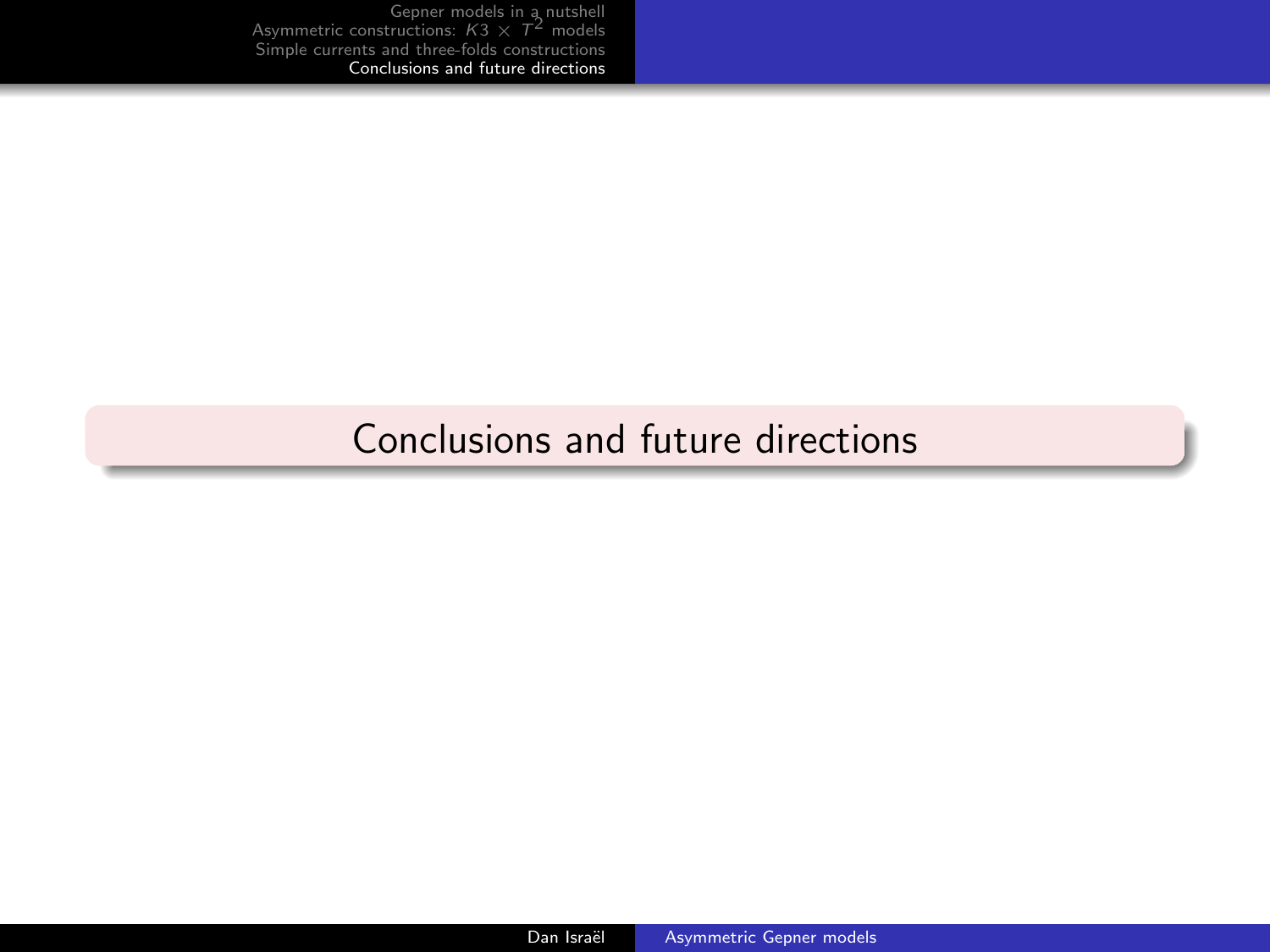# Conclusions and future directions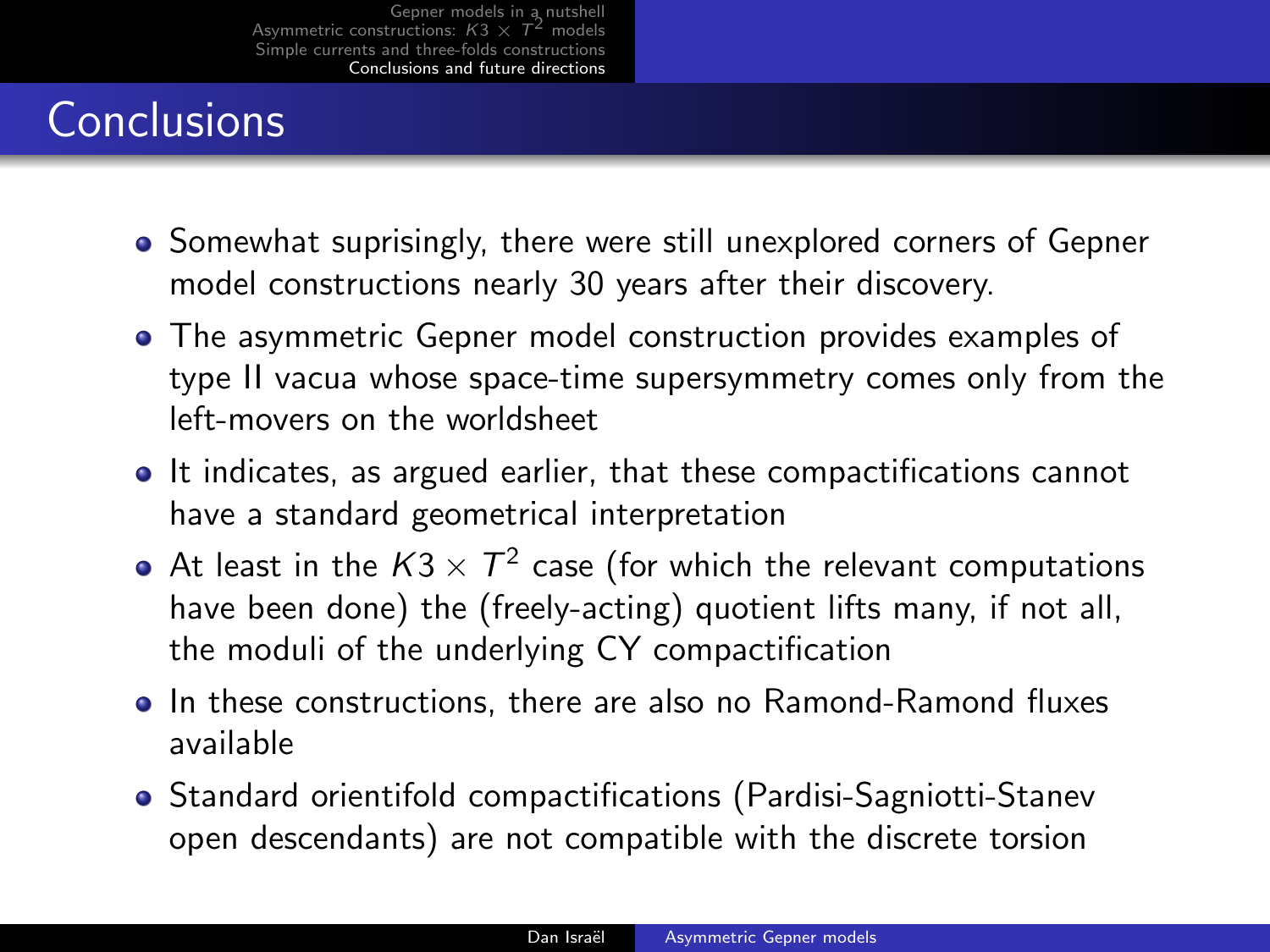# Conclusions

- Somewhat suprisingly, there were still unexplored corners of Gepner model constructions nearly 30 years after their discovery.
- The asymmetric Gepner model construction provides examples of type II vacua whose space-time supersymmetry comes only from the left-movers on the worldsheet
- It indicates, as argued earlier, that these compactifications cannot have a standard geometrical interpretation
- At least in the $K3 \times T^2$ case (for which the relevant computations have been done) the (freely-acting) quotient lifts many, if not all, the moduli of the underlying CY compactification
- In these constructions, there are also no Ramond-Ramond fluxes available
- Standard orientifold compactifications (Pardisi-Sagniotti-Stanev open descendants) are not compatible with the discrete torsion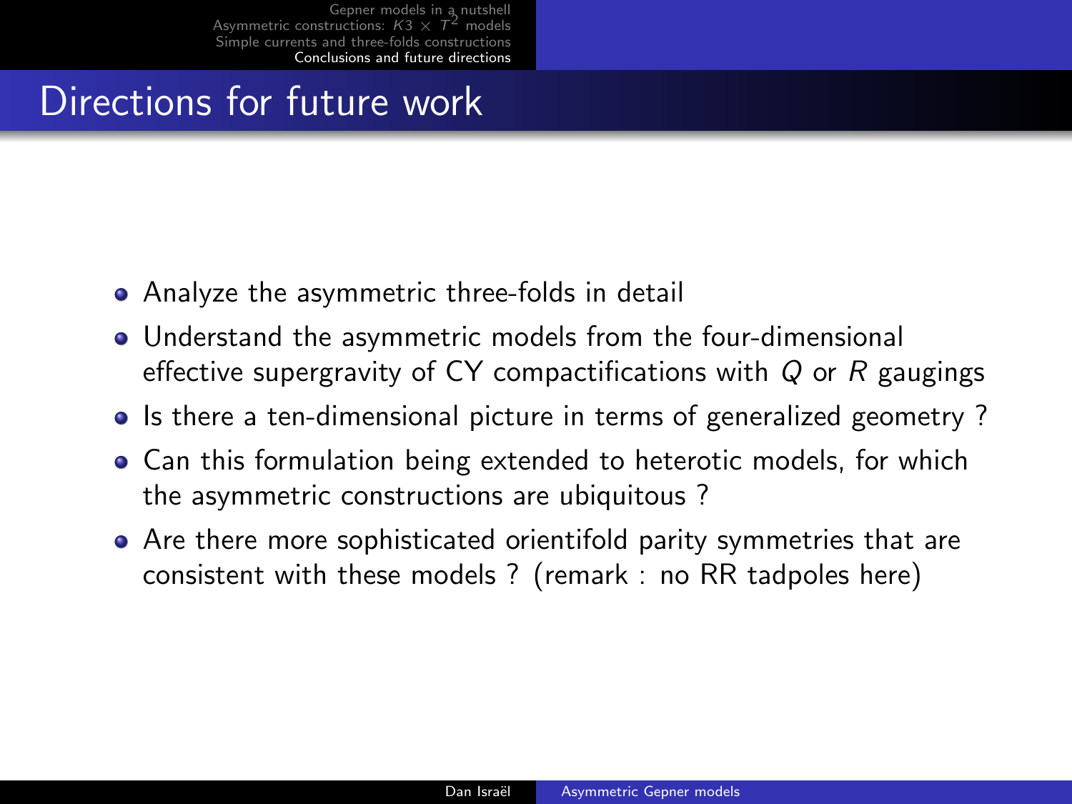# Directions for future work

- Analyze the asymmetric three-folds in detail
- Understand the asymmetric models from the four-dimensional effective supergravity of CY compactifications with $Q$ or $R$ gaugings
- Is there a ten-dimensional picture in terms of generalized geometry ?
- Can this formulation being extended to heterotic models, for which the asymmetric constructions are ubiquitous ?
- Are there more sophisticated orientifold parity symmetries that are consistent with these models ? (remark : no RR tadpoles here)